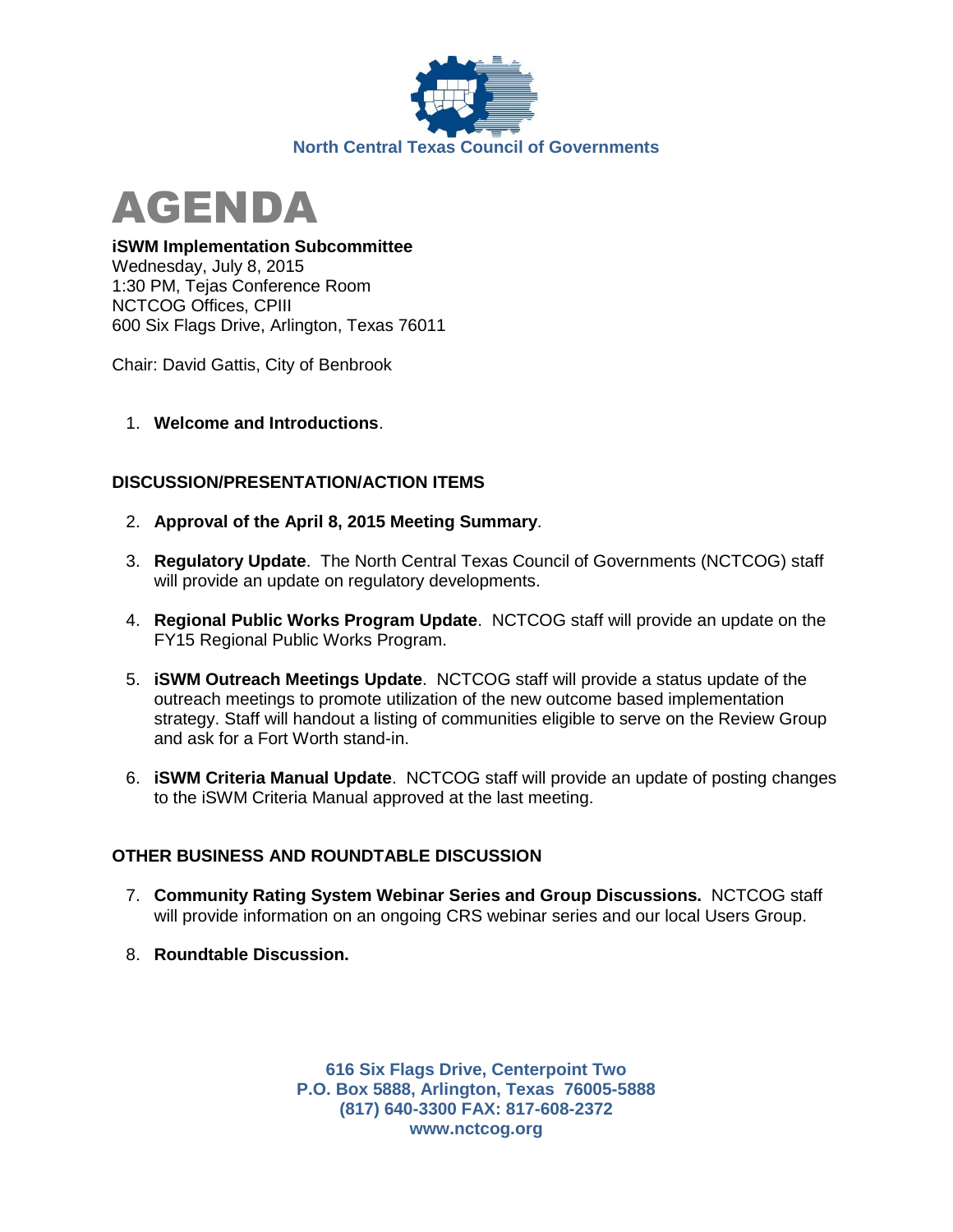North Central Texas Council of Governments

# AGENDA

**iSWM Implementation Subcommittee**
Wednesday, July 8, 2015
1:30 PM, Tejas Conference Room
NCTCOG Offices, CPIII
600 Six Flags Drive, Arlington, Texas 76011

Chair: David Gattis, City of Benbrook

1. **Welcome and Introductions**.

## DISCUSSION/PRESENTATION/ACTION ITEMS

2. **Approval of the April 8, 2015 Meeting Summary**.
3. **Regulatory Update**. The North Central Texas Council of Governments (NCTCOG) staff will provide an update on regulatory developments.
4. **Regional Public Works Program Update**. NCTCOG staff will provide an update on the FY15 Regional Public Works Program.
5. **iSWM Outreach Meetings Update**. NCTCOG staff will provide a status update of the outreach meetings to promote utilization of the new outcome based implementation strategy. Staff will handout a listing of communities eligible to serve on the Review Group and ask for a Fort Worth stand-in.
6. **iSWM Criteria Manual Update**. NCTCOG staff will provide an update of posting changes to the iSWM Criteria Manual approved at the last meeting.

## OTHER BUSINESS AND ROUNDTABLE DISCUSSION

7. **Community Rating System Webinar Series and Group Discussions.** NCTCOG staff will provide information on an ongoing CRS webinar series and our local Users Group.
8. **Roundtable Discussion.**

616 Six Flags Drive, Centerpoint Two
P.O. Box 5888, Arlington, Texas 76005-5888
(817) 640-3300 FAX: 817-608-2372
www.nctcog.org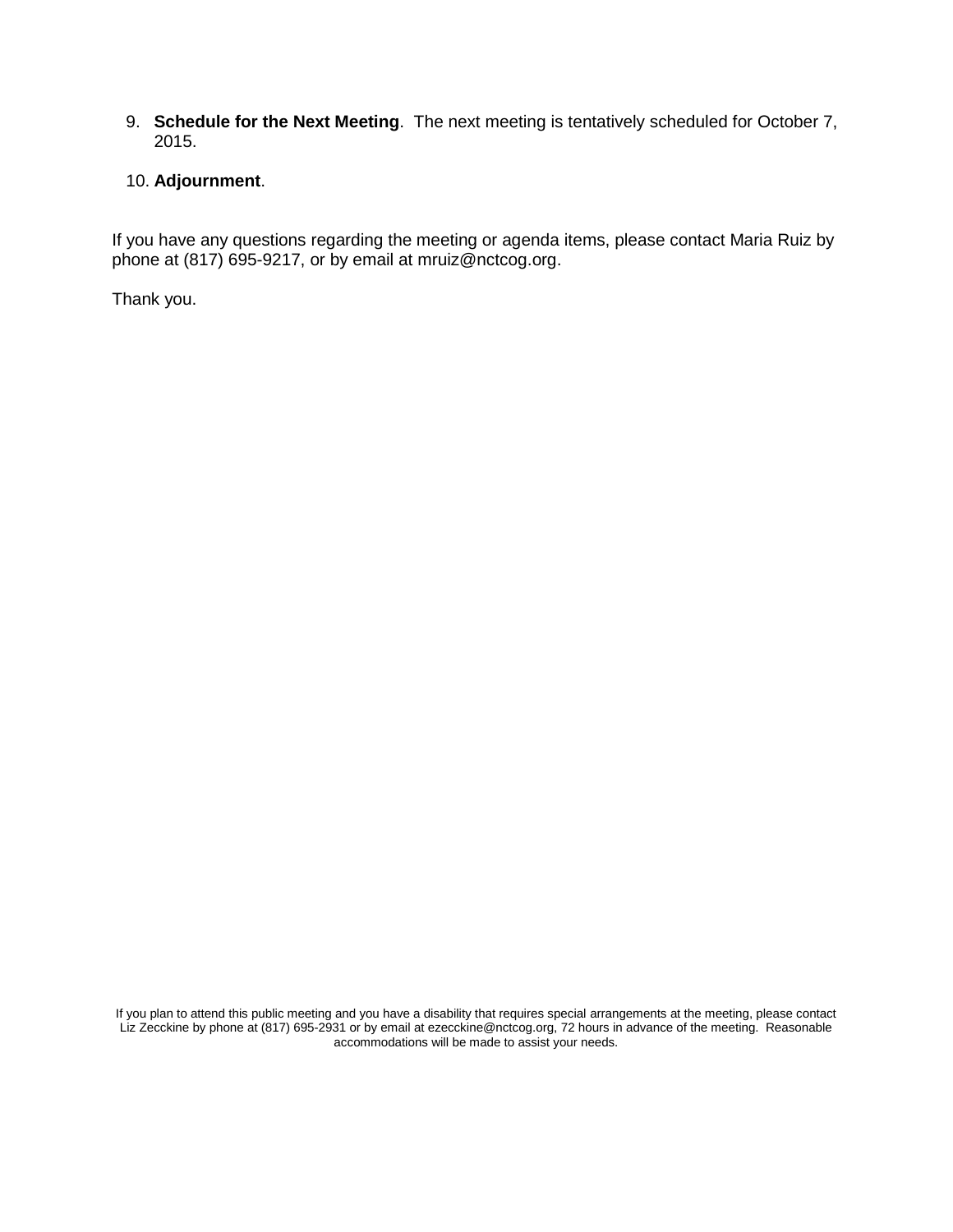9. **Schedule for the Next Meeting**. The next meeting is tentatively scheduled for October 7, 2015.

10. **Adjournment**.

If you have any questions regarding the meeting or agenda items, please contact Maria Ruiz by phone at (817) 695-9217, or by email at mruiz@nctcog.org.

Thank you.

If you plan to attend this public meeting and you have a disability that requires special arrangements at the meeting, please contact Liz Zecckine by phone at (817) 695-2931 or by email at ezecckine@nctcog.org, 72 hours in advance of the meeting. Reasonable accommodations will be made to assist your needs.